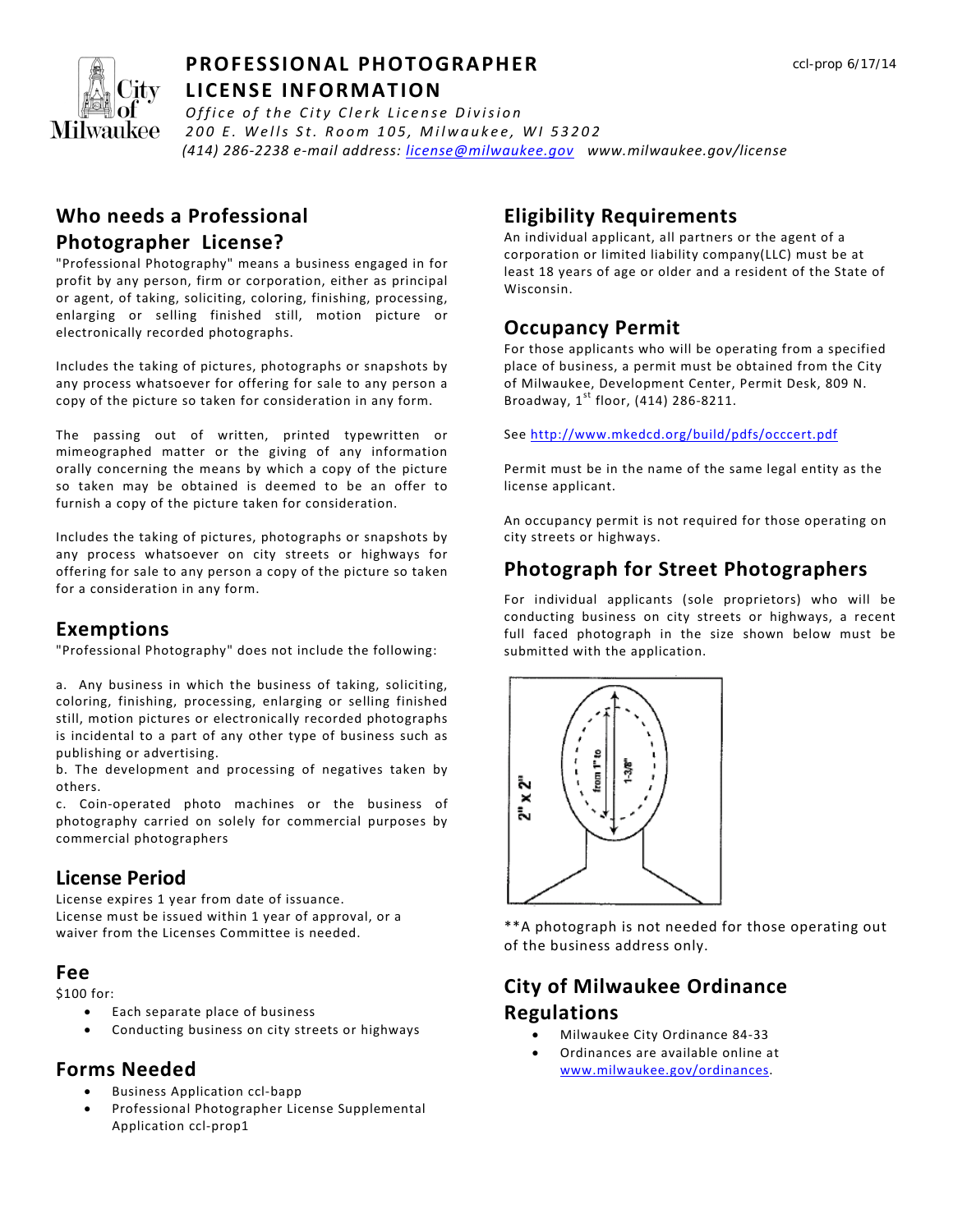# PROFESSIONAL PHOTOGRAPHER LICENSE INFORMATION

ccl-prop 6/17/14

*Office of the City Clerk License Division*
*200 E. Wells St. Room 105, Milwaukee, WI 53202*
*(414) 286-2238 e-mail address: license@milwaukee.gov www.milwaukee.gov/license*

## Who needs a Professional Photographer License?

"Professional Photography" means a business engaged in for profit by any person, firm or corporation, either as principal or agent, of taking, soliciting, coloring, finishing, processing, enlarging or selling finished still, motion picture or electronically recorded photographs.

Includes the taking of pictures, photographs or snapshots by any process whatsoever for offering for sale to any person a copy of the picture so taken for consideration in any form.

The passing out of written, printed typewritten or mimeographed matter or the giving of any information orally concerning the means by which a copy of the picture so taken may be obtained is deemed to be an offer to furnish a copy of the picture taken for consideration.

Includes the taking of pictures, photographs or snapshots by any process whatsoever on city streets or highways for offering for sale to any person a copy of the picture so taken for a consideration in any form.

## Exemptions

"Professional Photography" does not include the following:

a. Any business in which the business of taking, soliciting, coloring, finishing, processing, enlarging or selling finished still, motion pictures or electronically recorded photographs is incidental to a part of any other type of business such as publishing or advertising.
b. The development and processing of negatives taken by others.
c. Coin-operated photo machines or the business of photography carried on solely for commercial purposes by commercial photographers

## License Period

License expires 1 year from date of issuance.
License must be issued within 1 year of approval, or a waiver from the Licenses Committee is needed.

## Fee

$100 for:

- Each separate place of business
- Conducting business on city streets or highways

## Forms Needed

- Business Application ccl-bapp
- Professional Photographer License Supplemental Application ccl-prop1

## Eligibility Requirements

An individual applicant, all partners or the agent of a corporation or limited liability company(LLC) must be at least 18 years of age or older and a resident of the State of Wisconsin.

## Occupancy Permit

For those applicants who will be operating from a specified place of business, a permit must be obtained from the City of Milwaukee, Development Center, Permit Desk, 809 N. Broadway, 1st floor, (414) 286-8211.

See http://www.mkedcd.org/build/pdfs/occcert.pdf

Permit must be in the name of the same legal entity as the license applicant.

An occupancy permit is not required for those operating on city streets or highways.

## Photograph for Street Photographers

For individual applicants (sole proprietors) who will be conducting business on city streets or highways, a recent full faced photograph in the size shown below must be submitted with the application.

2" x 2" — from 1" to 1-3/8"

**A photograph is not needed for those operating out of the business address only.

## City of Milwaukee Ordinance Regulations

- Milwaukee City Ordinance 84-33
- Ordinances are available online at www.milwaukee.gov/ordinances.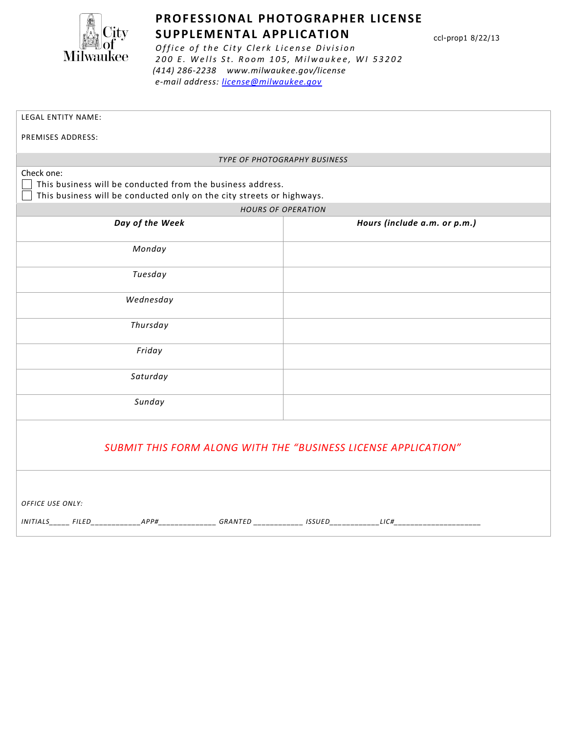# PROFESSIONAL PHOTOGRAPHER LICENSE SUPPLEMENTAL APPLICATION

ccl-prop1 8/22/13

*Office of the City Clerk License Division*
*200 E. Wells St. Room 105, Milwaukee, WI 53202*
*(414) 286-2238 www.milwaukee.gov/license*
*e-mail address: license@milwaukee.gov*

LEGAL ENTITY NAME:

PREMISES ADDRESS:

*TYPE OF PHOTOGRAPHY BUSINESS*

Check one:

☐ This business will be conducted from the business address.
☐ This business will be conducted only on the city streets or highways.

*HOURS OF OPERATION*

| ***Day of the Week*** | ***Hours (include a.m. or p.m.)*** |
|---|---|
| *Monday* | |
| *Tuesday* | |
| *Wednesday* | |
| *Thursday* | |
| *Friday* | |
| *Saturday* | |
| *Sunday* | |

*SUBMIT THIS FORM ALONG WITH THE "BUSINESS LICENSE APPLICATION"*

*OFFICE USE ONLY:*

*INITIALS_____ FILED____________APP#______________ GRANTED ____________ ISSUED____________LIC#_____________________*